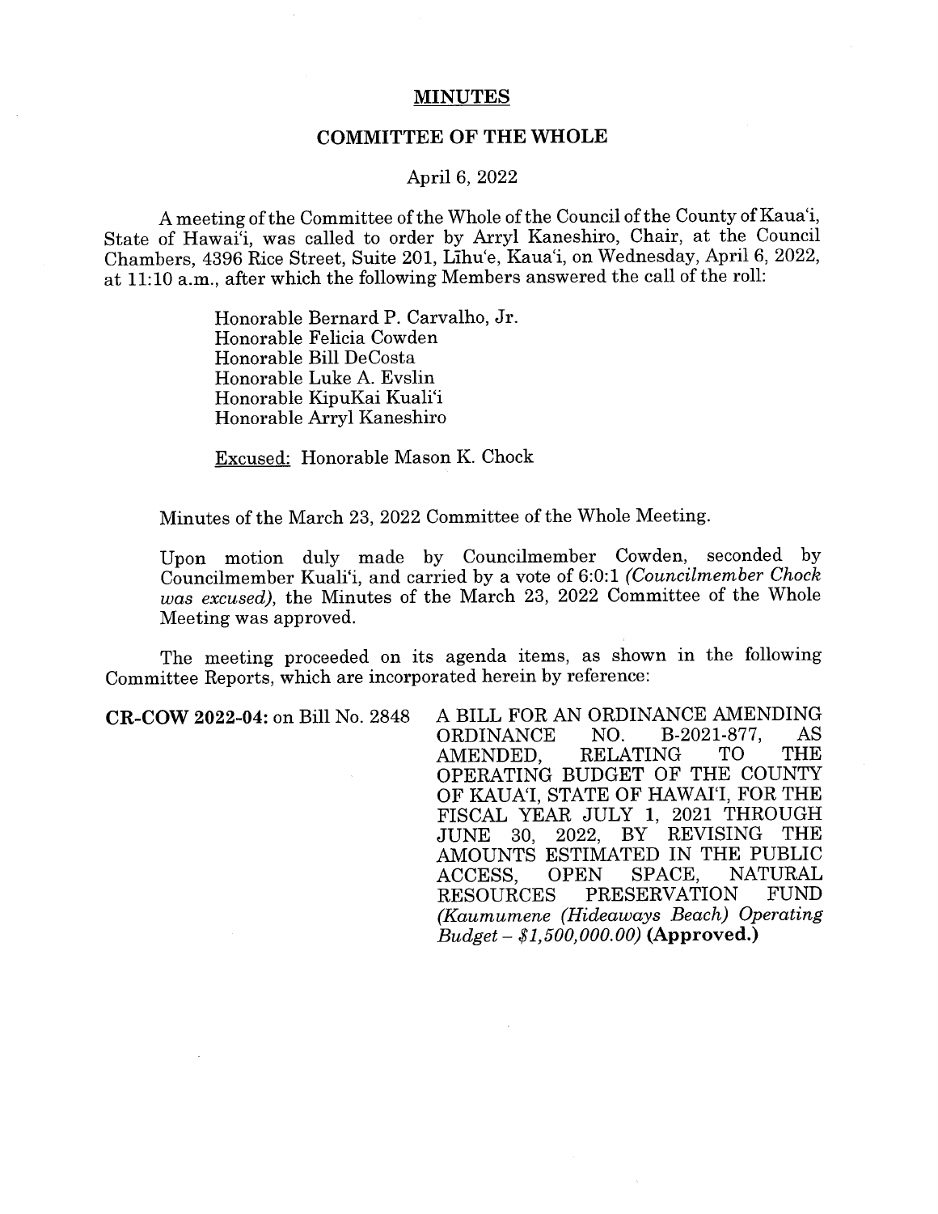# MINUTES

## COMMITTEE OF THE WHOLE

April 6, 2022

A meeting of the Committee of the Whole of the Council of the County of Kaua'i, State of Hawai'i, was called to order by Arryl Kaneshiro, Chair, at the Council Chambers, 4396 Rice Street, Suite 201, Līhu'e, Kaua'i, on Wednesday, April 6, 2022, at 11:10 a.m., after which the following Members answered the call of the roll:

Honorable Bernard P. Carvalho, Jr.
Honorable Felicia Cowden
Honorable Bill DeCosta
Honorable Luke A. Evslin
Honorable KipuKai Kuali'i
Honorable Arryl Kaneshiro

Excused: Honorable Mason K. Chock

Minutes of the March 23, 2022 Committee of the Whole Meeting.

Upon motion duly made by Councilmember Cowden, seconded by Councilmember Kuali'i, and carried by a vote of 6:0:1 *(Councilmember Chock was excused)*, the Minutes of the March 23, 2022 Committee of the Whole Meeting was approved.

The meeting proceeded on its agenda items, as shown in the following Committee Reports, which are incorporated herein by reference:

**CR-COW 2022-04:** on Bill No. 2848 A BILL FOR AN ORDINANCE AMENDING ORDINANCE NO. B-2021-877, AS AMENDED, RELATING TO THE OPERATING BUDGET OF THE COUNTY OF KAUA'I, STATE OF HAWAI'I, FOR THE FISCAL YEAR JULY 1, 2021 THROUGH JUNE 30, 2022, BY REVISING THE AMOUNTS ESTIMATED IN THE PUBLIC ACCESS, OPEN SPACE, NATURAL RESOURCES PRESERVATION FUND *(Kaumumene (Hideaways Beach) Operating Budget – $1,500,000.00)* **(Approved.)**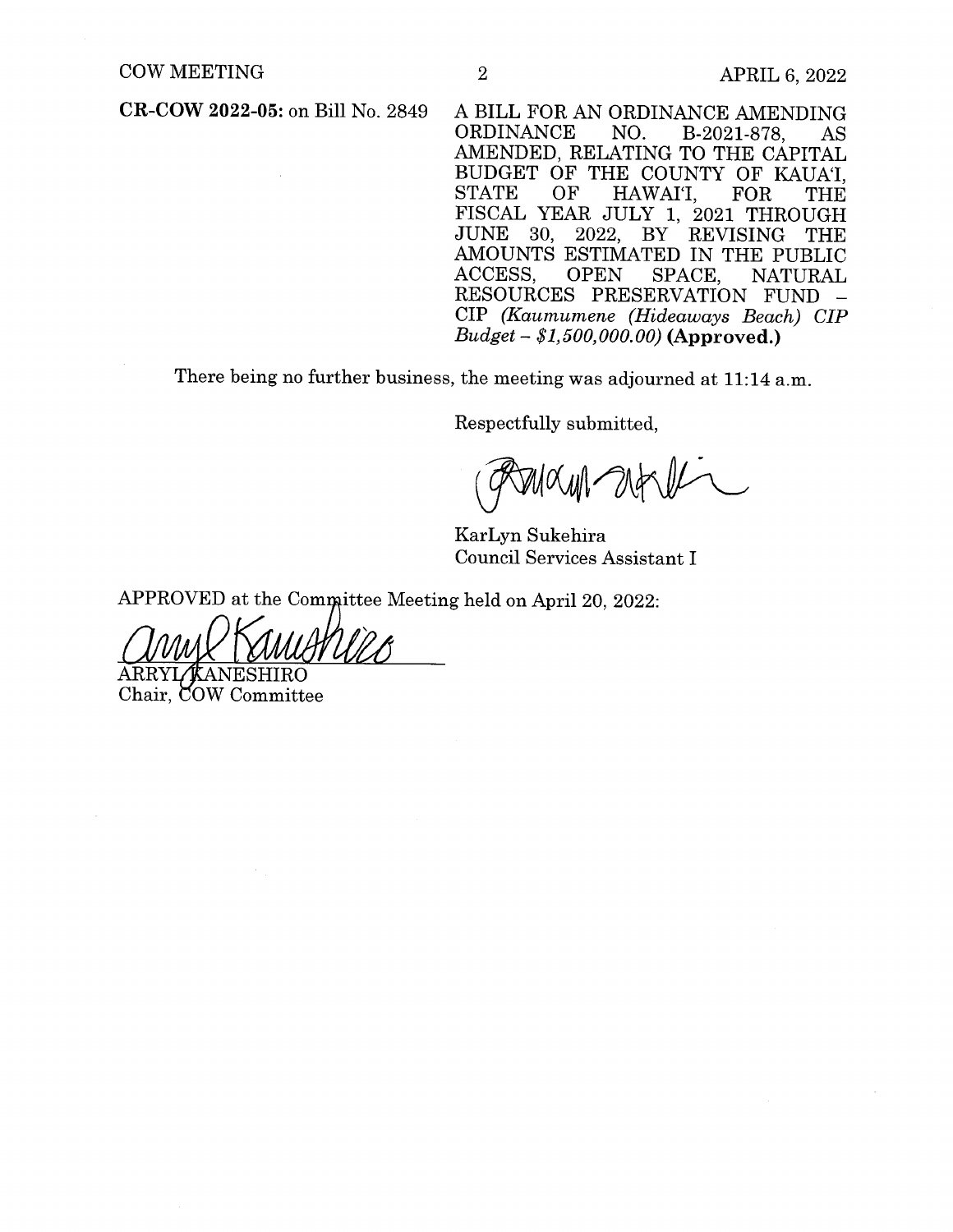**CR-COW 2022-05:** on Bill No. 2849 A BILL FOR AN ORDINANCE AMENDING ORDINANCE NO. B-2021-878, AS AMENDED, RELATING TO THE CAPITAL BUDGET OF THE COUNTY OF KAUA'I, STATE OF HAWAI'I, FOR THE FISCAL YEAR JULY 1, 2021 THROUGH JUNE 30, 2022, BY REVISING THE AMOUNTS ESTIMATED IN THE PUBLIC ACCESS, OPEN SPACE, NATURAL RESOURCES PRESERVATION FUND – CIP *(Kaumumene (Hideaways Beach) CIP Budget – $1,500,000.00)* **(Approved.)**

There being no further business, the meeting was adjourned at 11:14 a.m.

Respectfully submitted,

KarLyn Sukehira
Council Services Assistant I

APPROVED at the Committee Meeting held on April 20, 2022:

ARRYL KANESHIRO
Chair, COW Committee